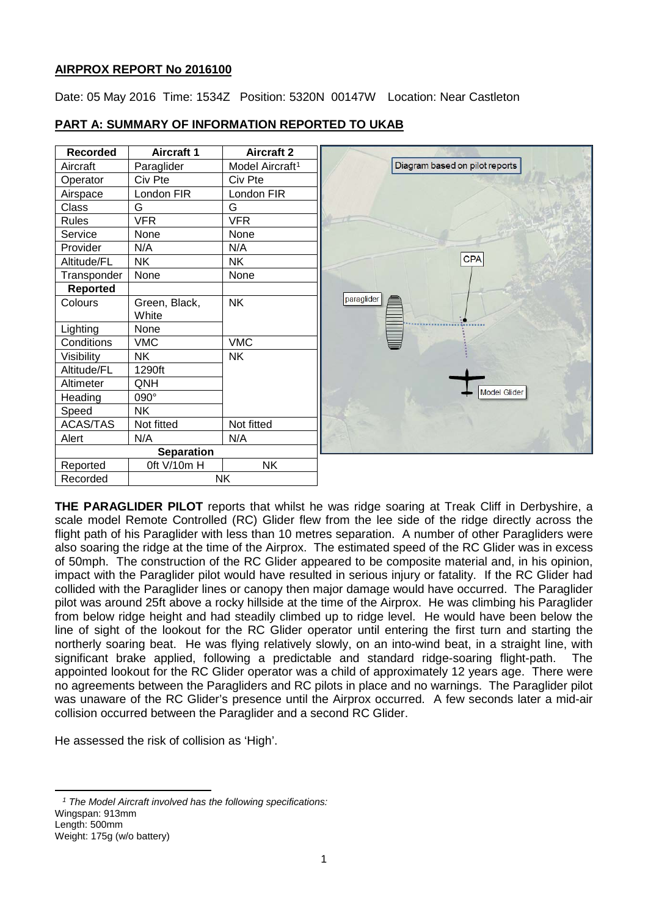**AIRPROX REPORT No 2016100**

Date: 05 May 2016 Time: 1534Z Position: 5320N 00147W Location: Near Castleton

**PART A: SUMMARY OF INFORMATION REPORTED TO UKAB**

| Recorded | Aircraft 1 | Aircraft 2 |
|---|---|---|
| Aircraft | Paraglider | Model Aircraft[1] |
| Operator | Civ Pte | Civ Pte |
| Airspace | London FIR | London FIR |
| Class | G | G |
| Rules | VFR | VFR |
| Service | None | None |
| Provider | N/A | N/A |
| Altitude/FL | NK | NK |
| Transponder | None | None |
| **Reported** | | |
| Colours | Green, Black, White | NK |
| Lighting | None | |
| Conditions | VMC | VMC |
| Visibility | NK | NK |
| Altitude/FL | 1290ft | |
| Altimeter | QNH | |
| Heading | 090° | |
| Speed | NK | |
| ACAS/TAS | Not fitted | Not fitted |
| Alert | N/A | N/A |
| **Separation** | | |
| Reported | 0ft V/10m H | NK |
| Recorded | NK | |

Diagram based on pilot reports

CPA

paraglider

Model Glider

**THE PARAGLIDER PILOT** reports that whilst he was ridge soaring at Treak Cliff in Derbyshire, a scale model Remote Controlled (RC) Glider flew from the lee side of the ridge directly across the flight path of his Paraglider with less than 10 metres separation. A number of other Paragliders were also soaring the ridge at the time of the Airprox. The estimated speed of the RC Glider was in excess of 50mph. The construction of the RC Glider appeared to be composite material and, in his opinion, impact with the Paraglider pilot would have resulted in serious injury or fatality. If the RC Glider had collided with the Paraglider lines or canopy then major damage would have occurred. The Paraglider pilot was around 25ft above a rocky hillside at the time of the Airprox. He was climbing his Paraglider from below ridge height and had steadily climbed up to ridge level. He would have been below the line of sight of the lookout for the RC Glider operator until entering the first turn and starting the northerly soaring beat. He was flying relatively slowly, on an into-wind beat, in a straight line, with significant brake applied, following a predictable and standard ridge-soaring flight-path. The appointed lookout for the RC Glider operator was a child of approximately 12 years age. There were no agreements between the Paragliders and RC pilots in place and no warnings. The Paraglider pilot was unaware of the RC Glider's presence until the Airprox occurred. A few seconds later a mid-air collision occurred between the Paraglider and a second RC Glider.

He assessed the risk of collision as 'High'.

[1] *The Model Aircraft involved has the following specifications:*
Wingspan: 913mm
Length: 500mm
Weight: 175g (w/o battery)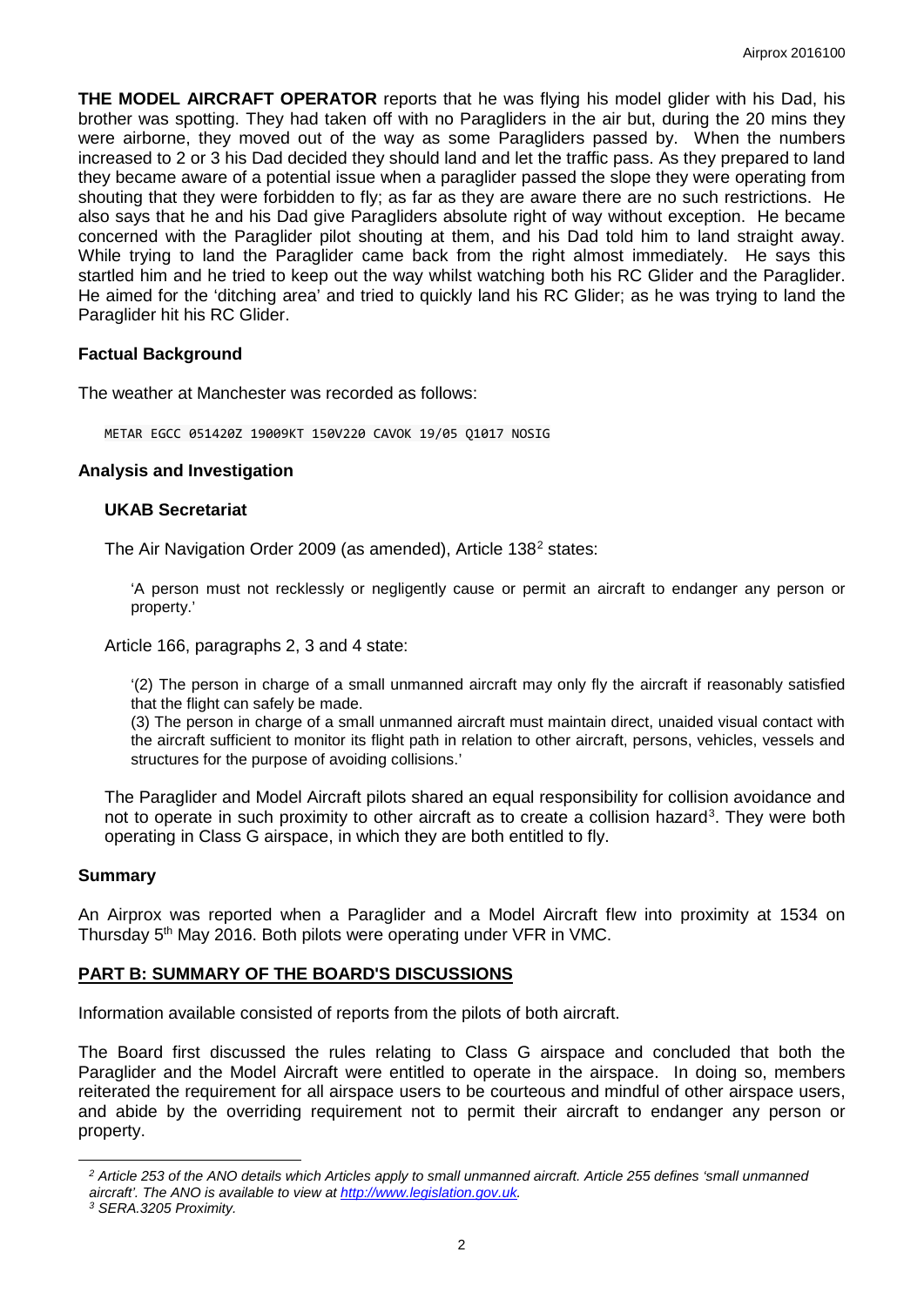**THE MODEL AIRCRAFT OPERATOR** reports that he was flying his model glider with his Dad, his brother was spotting. They had taken off with no Paragliders in the air but, during the 20 mins they were airborne, they moved out of the way as some Paragliders passed by. When the numbers increased to 2 or 3 his Dad decided they should land and let the traffic pass. As they prepared to land they became aware of a potential issue when a paraglider passed the slope they were operating from shouting that they were forbidden to fly; as far as they are aware there are no such restrictions. He also says that he and his Dad give Paragliders absolute right of way without exception. He became concerned with the Paraglider pilot shouting at them, and his Dad told him to land straight away. While trying to land the Paraglider came back from the right almost immediately. He says this startled him and he tried to keep out the way whilst watching both his RC Glider and the Paraglider. He aimed for the 'ditching area' and tried to quickly land his RC Glider; as he was trying to land the Paraglider hit his RC Glider.

### Factual Background

The weather at Manchester was recorded as follows:

```
METAR EGCC 051420Z 19009KT 150V220 CAVOK 19/05 Q1017 NOSIG
```

### Analysis and Investigation

#### UKAB Secretariat

The Air Navigation Order 2009 (as amended), Article 138[2] states:

> 'A person must not recklessly or negligently cause or permit an aircraft to endanger any person or property.'

Article 166, paragraphs 2, 3 and 4 state:

> '(2) The person in charge of a small unmanned aircraft may only fly the aircraft if reasonably satisfied that the flight can safely be made.
> (3) The person in charge of a small unmanned aircraft must maintain direct, unaided visual contact with the aircraft sufficient to monitor its flight path in relation to other aircraft, persons, vehicles, vessels and structures for the purpose of avoiding collisions.'

The Paraglider and Model Aircraft pilots shared an equal responsibility for collision avoidance and not to operate in such proximity to other aircraft as to create a collision hazard[3]. They were both operating in Class G airspace, in which they are both entitled to fly.

### Summary

An Airprox was reported when a Paraglider and a Model Aircraft flew into proximity at 1534 on Thursday 5th May 2016. Both pilots were operating under VFR in VMC.

## PART B: SUMMARY OF THE BOARD'S DISCUSSIONS

Information available consisted of reports from the pilots of both aircraft.

The Board first discussed the rules relating to Class G airspace and concluded that both the Paraglider and the Model Aircraft were entitled to operate in the airspace. In doing so, members reiterated the requirement for all airspace users to be courteous and mindful of other airspace users, and abide by the overriding requirement not to permit their aircraft to endanger any person or property.

---

*[2] Article 253 of the ANO details which Articles apply to small unmanned aircraft. Article 255 defines 'small unmanned aircraft'. The ANO is available to view at http://www.legislation.gov.uk.*

*[3] SERA.3205 Proximity.*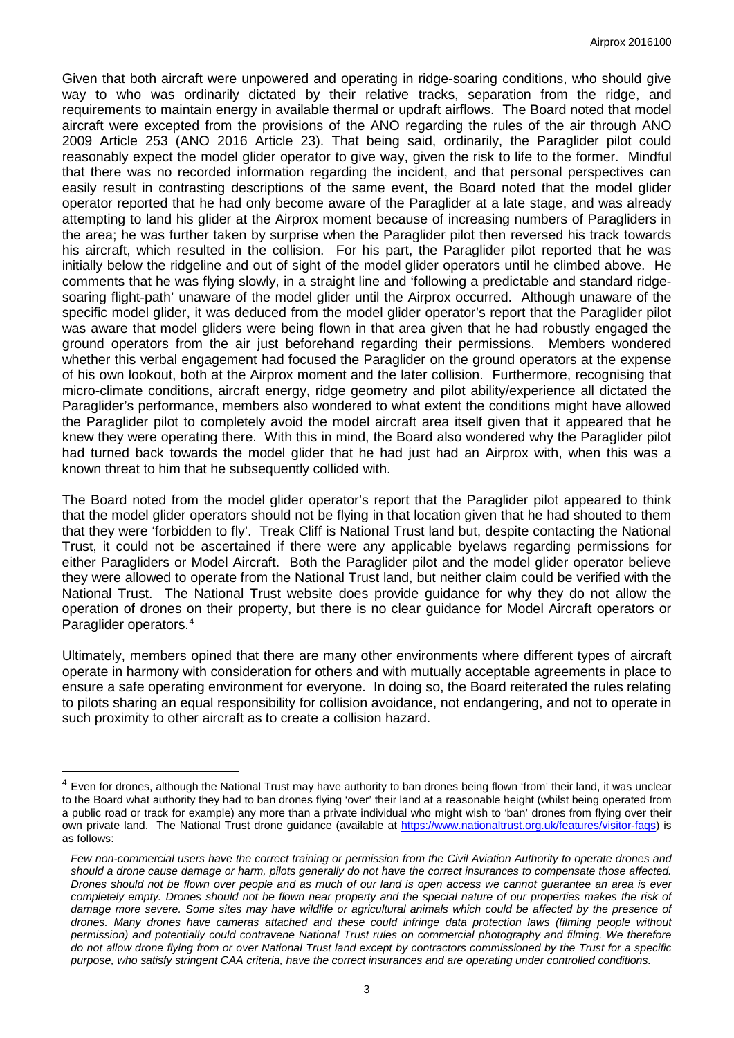Given that both aircraft were unpowered and operating in ridge-soaring conditions, who should give way to who was ordinarily dictated by their relative tracks, separation from the ridge, and requirements to maintain energy in available thermal or updraft airflows. The Board noted that model aircraft were excepted from the provisions of the ANO regarding the rules of the air through ANO 2009 Article 253 (ANO 2016 Article 23). That being said, ordinarily, the Paraglider pilot could reasonably expect the model glider operator to give way, given the risk to life to the former. Mindful that there was no recorded information regarding the incident, and that personal perspectives can easily result in contrasting descriptions of the same event, the Board noted that the model glider operator reported that he had only become aware of the Paraglider at a late stage, and was already attempting to land his glider at the Airprox moment because of increasing numbers of Paragliders in the area; he was further taken by surprise when the Paraglider pilot then reversed his track towards his aircraft, which resulted in the collision. For his part, the Paraglider pilot reported that he was initially below the ridgeline and out of sight of the model glider operators until he climbed above. He comments that he was flying slowly, in a straight line and 'following a predictable and standard ridge-soaring flight-path' unaware of the model glider until the Airprox occurred. Although unaware of the specific model glider, it was deduced from the model glider operator's report that the Paraglider pilot was aware that model gliders were being flown in that area given that he had robustly engaged the ground operators from the air just beforehand regarding their permissions. Members wondered whether this verbal engagement had focused the Paraglider on the ground operators at the expense of his own lookout, both at the Airprox moment and the later collision. Furthermore, recognising that micro-climate conditions, aircraft energy, ridge geometry and pilot ability/experience all dictated the Paraglider's performance, members also wondered to what extent the conditions might have allowed the Paraglider pilot to completely avoid the model aircraft area itself given that it appeared that he knew they were operating there. With this in mind, the Board also wondered why the Paraglider pilot had turned back towards the model glider that he had just had an Airprox with, when this was a known threat to him that he subsequently collided with.

The Board noted from the model glider operator's report that the Paraglider pilot appeared to think that the model glider operators should not be flying in that location given that he had shouted to them that they were 'forbidden to fly'. Treak Cliff is National Trust land but, despite contacting the National Trust, it could not be ascertained if there were any applicable byelaws regarding permissions for either Paragliders or Model Aircraft. Both the Paraglider pilot and the model glider operator believe they were allowed to operate from the National Trust land, but neither claim could be verified with the National Trust. The National Trust website does provide guidance for why they do not allow the operation of drones on their property, but there is no clear guidance for Model Aircraft operators or Paraglider operators.[4]

Ultimately, members opined that there are many other environments where different types of aircraft operate in harmony with consideration for others and with mutually acceptable agreements in place to ensure a safe operating environment for everyone. In doing so, the Board reiterated the rules relating to pilots sharing an equal responsibility for collision avoidance, not endangering, and not to operate in such proximity to other aircraft as to create a collision hazard.

---

[4] Even for drones, although the National Trust may have authority to ban drones being flown 'from' their land, it was unclear to the Board what authority they had to ban drones flying 'over' their land at a reasonable height (whilst being operated from a public road or track for example) any more than a private individual who might wish to 'ban' drones from flying over their own private land. The National Trust drone guidance (available at https://www.nationaltrust.org.uk/features/visitor-faqs) is as follows:

*Few non-commercial users have the correct training or permission from the Civil Aviation Authority to operate drones and should a drone cause damage or harm, pilots generally do not have the correct insurances to compensate those affected. Drones should not be flown over people and as much of our land is open access we cannot guarantee an area is ever completely empty. Drones should not be flown near property and the special nature of our properties makes the risk of damage more severe. Some sites may have wildlife or agricultural animals which could be affected by the presence of drones. Many drones have cameras attached and these could infringe data protection laws (filming people without permission) and potentially could contravene National Trust rules on commercial photography and filming. We therefore do not allow drone flying from or over National Trust land except by contractors commissioned by the Trust for a specific purpose, who satisfy stringent CAA criteria, have the correct insurances and are operating under controlled conditions.*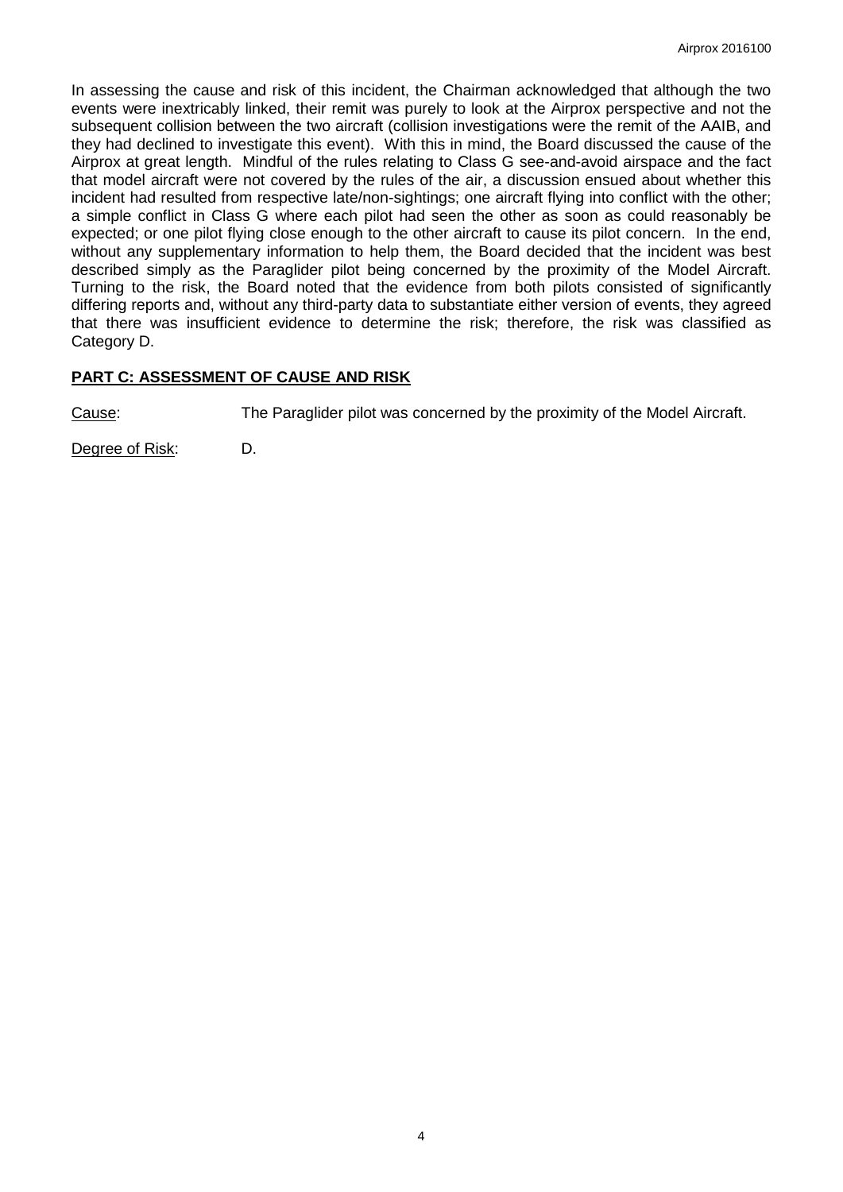In assessing the cause and risk of this incident, the Chairman acknowledged that although the two events were inextricably linked, their remit was purely to look at the Airprox perspective and not the subsequent collision between the two aircraft (collision investigations were the remit of the AAIB, and they had declined to investigate this event). With this in mind, the Board discussed the cause of the Airprox at great length. Mindful of the rules relating to Class G see-and-avoid airspace and the fact that model aircraft were not covered by the rules of the air, a discussion ensued about whether this incident had resulted from respective late/non-sightings; one aircraft flying into conflict with the other; a simple conflict in Class G where each pilot had seen the other as soon as could reasonably be expected; or one pilot flying close enough to the other aircraft to cause its pilot concern. In the end, without any supplementary information to help them, the Board decided that the incident was best described simply as the Paraglider pilot being concerned by the proximity of the Model Aircraft. Turning to the risk, the Board noted that the evidence from both pilots consisted of significantly differing reports and, without any third-party data to substantiate either version of events, they agreed that there was insufficient evidence to determine the risk; therefore, the risk was classified as Category D.

## PART C: ASSESSMENT OF CAUSE AND RISK

Cause: The Paraglider pilot was concerned by the proximity of the Model Aircraft.

Degree of Risk: D.